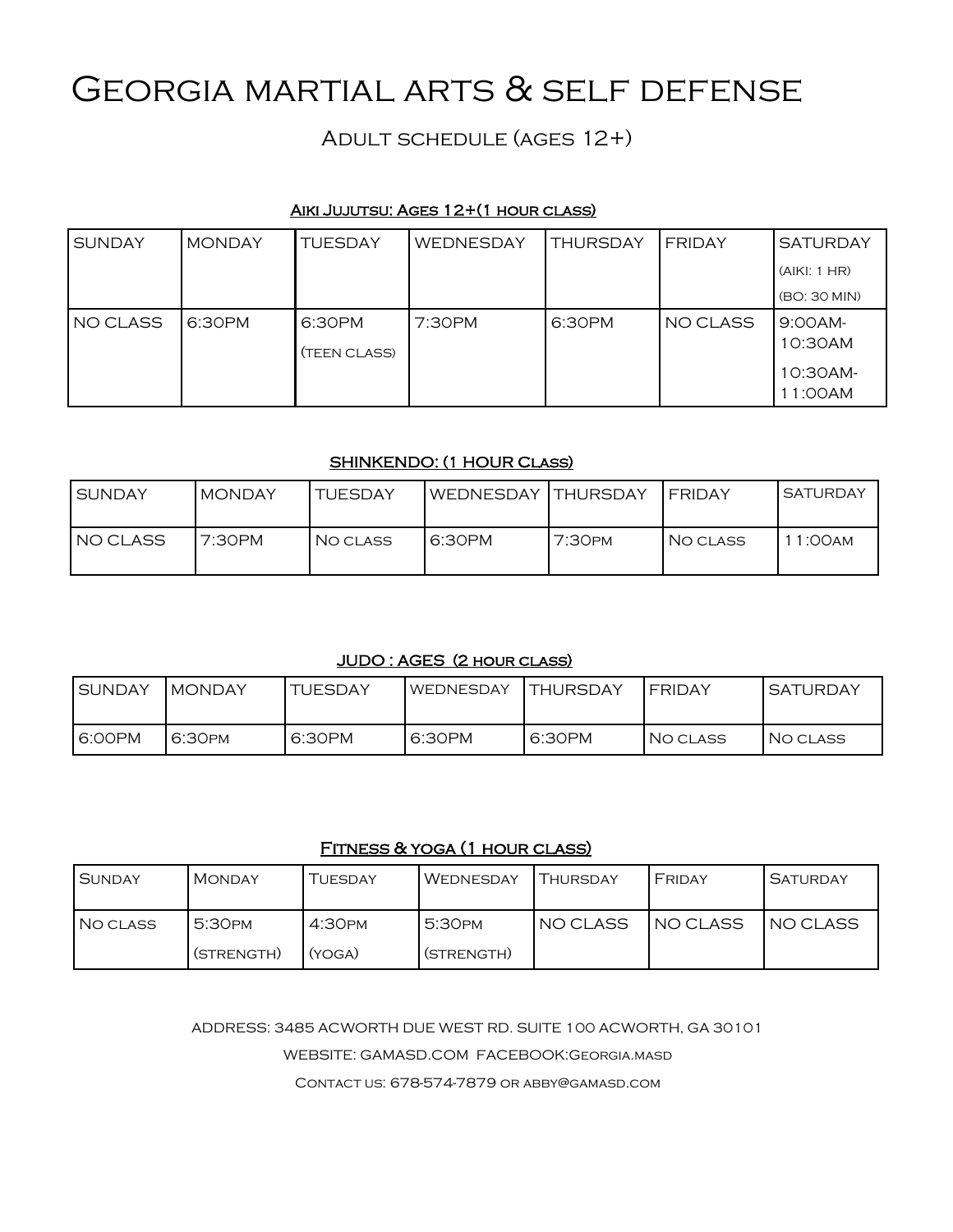# Georgia martial arts & self defense

## Adult schedule (ages 12+)

### Aiki Jujutsu: Ages 12+(1 hour class)

| SUNDAY | MONDAY | TUESDAY | WEDNESDAY | THURSDAY | FRIDAY | SATURDAY (AIKI: 1 HR) (BO: 30 MIN) |
|---|---|---|---|---|---|---|
| NO CLASS | 6:30PM | 6:30PM (TEEN CLASS) | 7:30PM | 6:30PM | NO CLASS | 9:00AM-10:30AM 10:30AM-11:00AM |

### SHINKENDO: (1 HOUR Class)

| SUNDAY | MONDAY | TUESDAY | WEDNESDAY | THURSDAY | FRIDAY | SATURDAY |
|---|---|---|---|---|---|---|
| NO CLASS | 7:30PM | No class | 6:30PM | 7:30PM | No class | 11:00AM |

### JUDO : AGES (2 hour class)

| SUNDAY | MONDAY | TUESDAY | WEDNESDAY | THURSDAY | FRIDAY | SATURDAY |
|---|---|---|---|---|---|---|
| 6:00PM | 6:30PM | 6:30PM | 6:30PM | 6:30PM | No class | No class |

### Fitness & yoga (1 hour class)

| Sunday | Monday | Tuesday | Wednesday | Thursday | Friday | Saturday |
|---|---|---|---|---|---|---|
| No class | 5:30PM (STRENGTH) | 4:30PM (YOGA) | 5:30PM (STRENGTH) | NO CLASS | NO CLASS | NO CLASS |

ADDRESS: 3485 ACWORTH DUE WEST RD. SUITE 100 ACWORTH, GA 30101

WEBSITE: GAMASD.COM FACEBOOK:Georgia.masd

Contact us: 678-574-7879 or abby@gamasd.com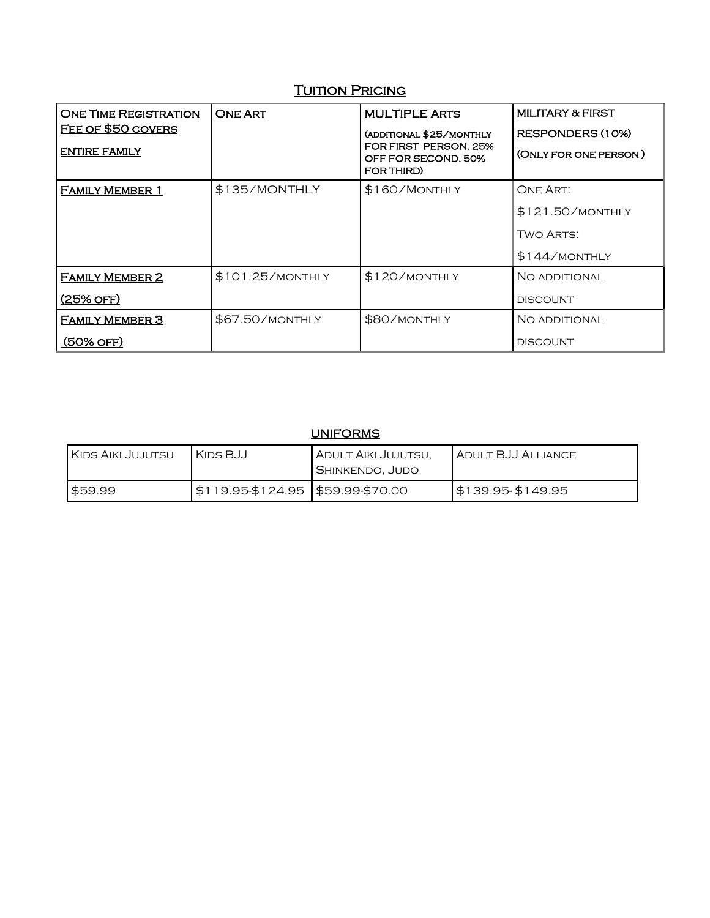## Tuition Pricing

| One Time Registration Fee of $50 covers entire family | One Art | MULTIPLE Arts (additional $25/monthly for first person. 25% off for second. 50% for third) | MILITARY & FIRST RESPONDERS (10%) (Only for one person ) |
|---|---|---|---|
| Family Member 1 | $135/MONTHLY | $160/Monthly | One Art: $121.50/monthly Two Arts: $144/monthly |
| Family Member 2 (25% off) | $101.25/monthly | $120/monthly | No additional discount |
| Family Member 3 (50% off) | $67.50/monthly | $80/monthly | No additional discount |

## UNIFORMS

| Kids Aiki Jujutsu | Kids BJJ | Adult Aiki Jujutsu, Shinkendo, Judo | Adult BJJ Alliance |
|---|---|---|---|
| $59.99 | $119.95-$124.95 | $59.99-$70.00 | $139.95- $149.95 |